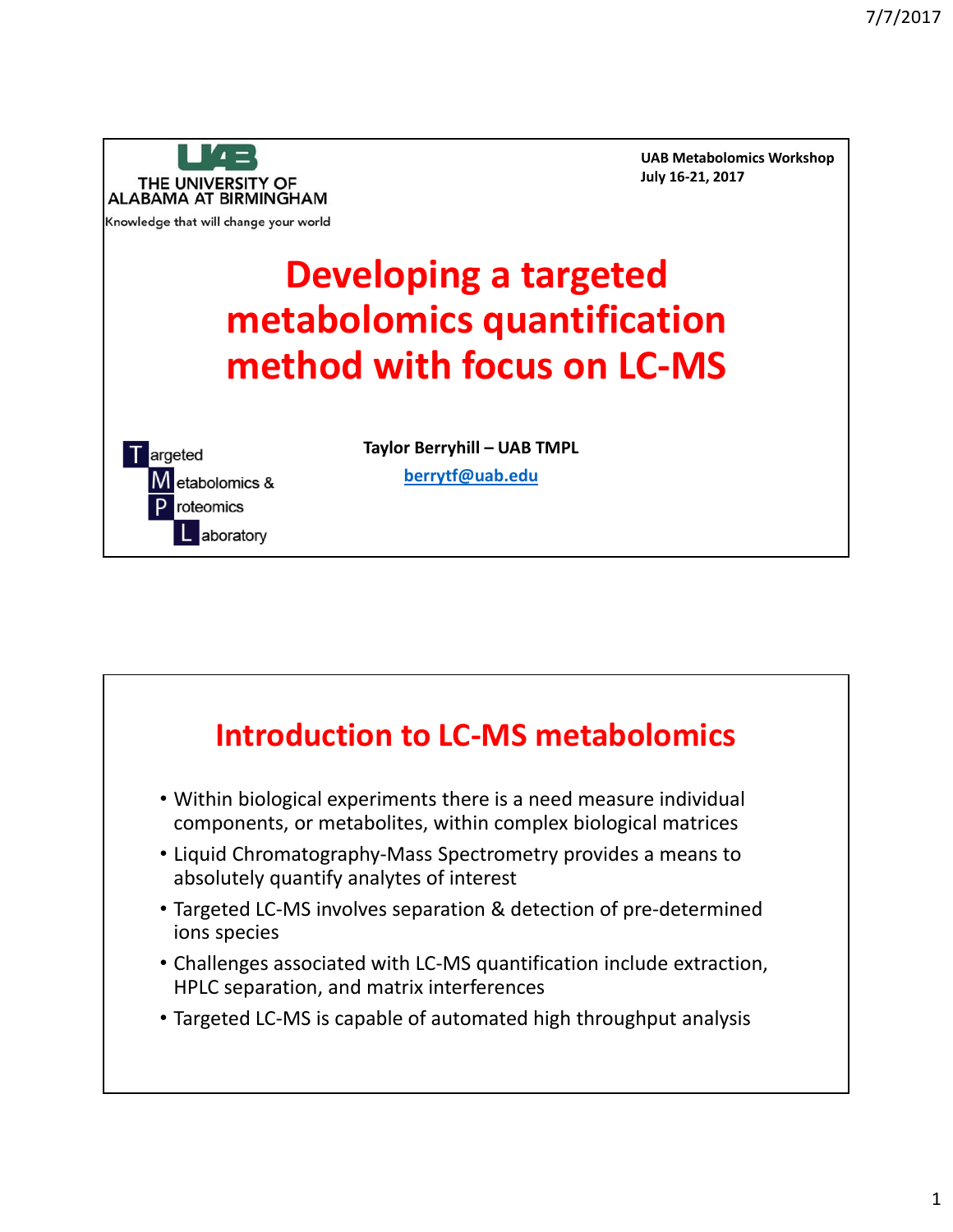THE UNIVERSITY OF ALABAMA AT BIRMINGHAM

Knowledge that will change your world

UAB Metabolomics Workshop
July 16-21, 2017

# Developing a targeted metabolomics quantification method with focus on LC-MS

**Taylor Berryhill – UAB TMPL**

berrytf@uab.edu

Targeted Metabolomics & Proteomics Laboratory

## Introduction to LC-MS metabolomics

- Within biological experiments there is a need measure individual components, or metabolites, within complex biological matrices
- Liquid Chromatography-Mass Spectrometry provides a means to absolutely quantify analytes of interest
- Targeted LC-MS involves separation & detection of pre-determined ions species
- Challenges associated with LC-MS quantification include extraction, HPLC separation, and matrix interferences
- Targeted LC-MS is capable of automated high throughput analysis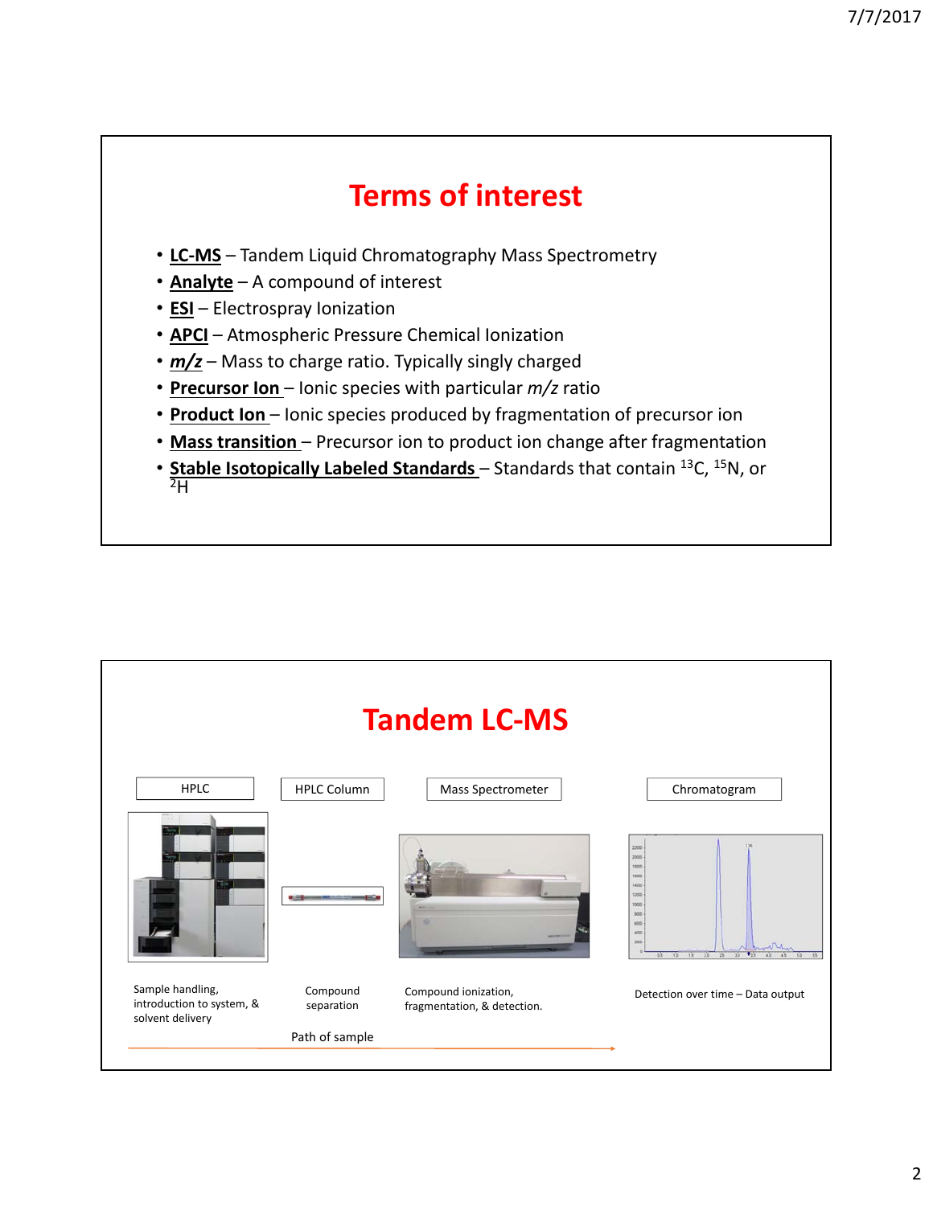## Terms of interest

- **LC-MS** – Tandem Liquid Chromatography Mass Spectrometry
- **Analyte** – A compound of interest
- **ESI** – Electrospray Ionization
- **APCI** – Atmospheric Pressure Chemical Ionization
- ***m/z*** – Mass to charge ratio. Typically singly charged
- **Precursor Ion** – Ionic species with particular *m/z* ratio
- **Product Ion** – Ionic species produced by fragmentation of precursor ion
- **Mass transition** – Precursor ion to product ion change after fragmentation
- **Stable Isotopically Labeled Standards** – Standards that contain $^{13}C$, $^{15}N$, or $^{2}H$

## Tandem LC-MS

| HPLC | HPLC Column | Mass Spectrometer | Chromatogram |
| --- | --- | --- | --- |
| Sample handling, introduction to system, & solvent delivery | Compound separation | Compound ionization, fragmentation, & detection. | Detection over time – Data output |

Path of sample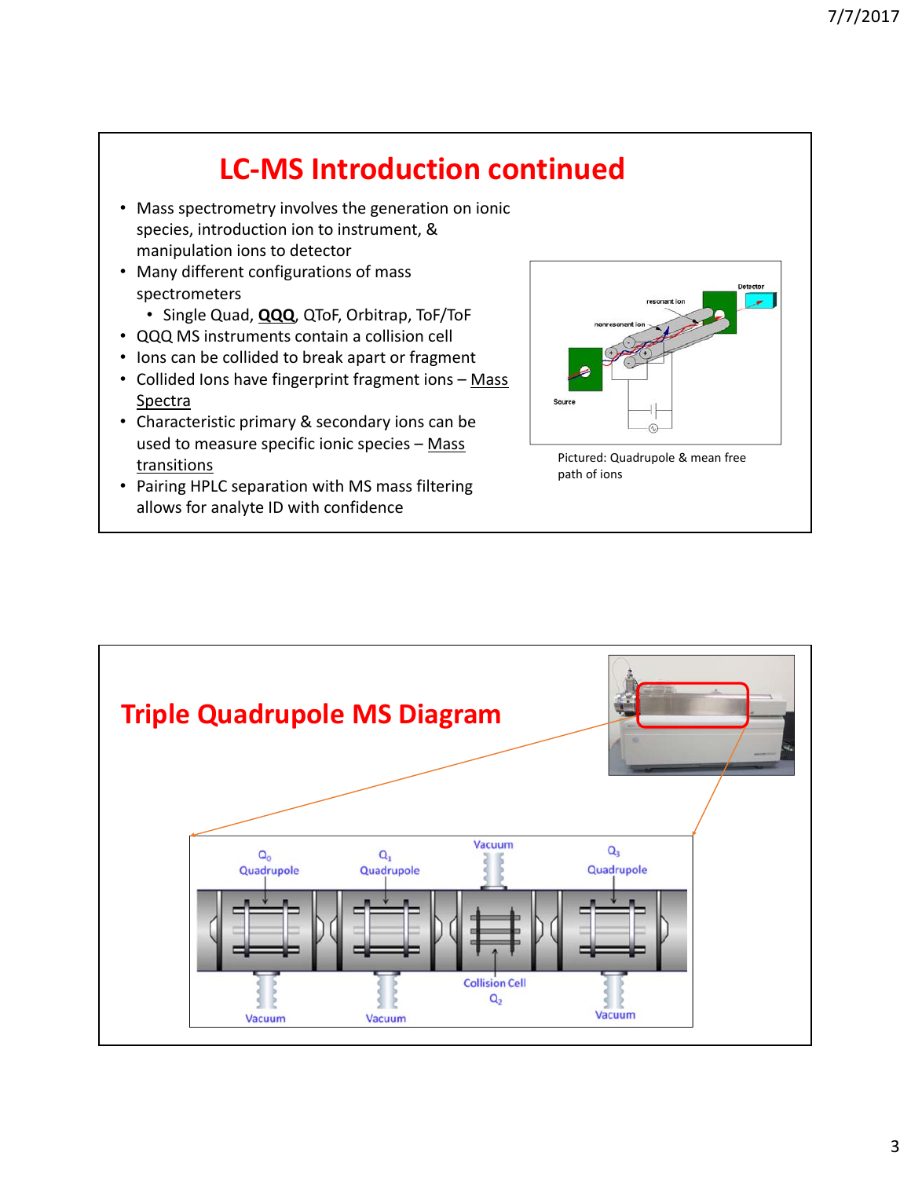# LC-MS Introduction continued

- Mass spectrometry involves the generation on ionic species, introduction ion to instrument, & manipulation ions to detector
- Many different configurations of mass spectrometers
  - Single Quad, **QQQ**, QToF, Orbitrap, ToF/ToF
- QQQ MS instruments contain a collision cell
- Ions can be collided to break apart or fragment
- Collided Ions have fingerprint fragment ions – Mass Spectra
- Characteristic primary & secondary ions can be used to measure specific ionic species – Mass transitions
- Pairing HPLC separation with MS mass filtering allows for analyte ID with confidence

Pictured: Quadrupole & mean free path of ions

# Triple Quadrupole MS Diagram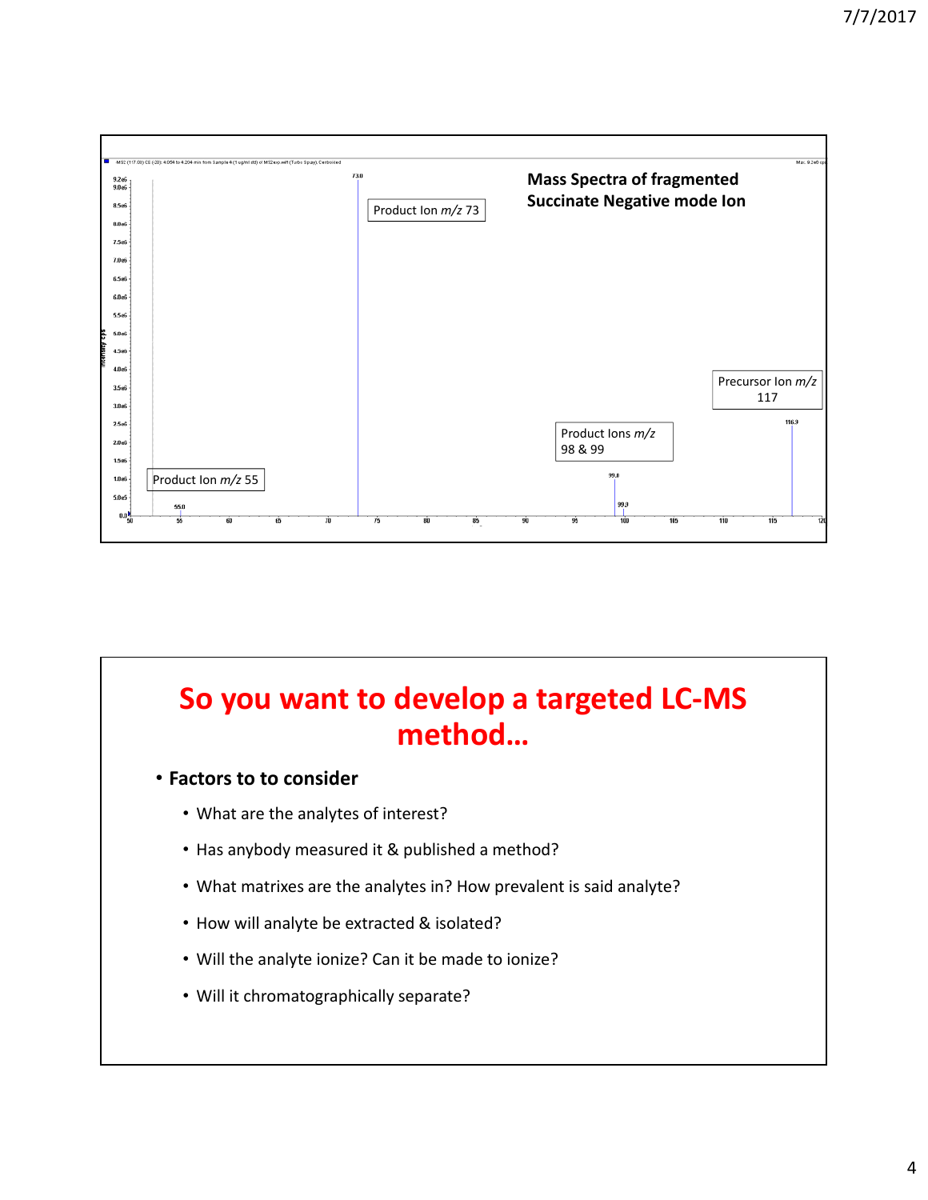**Mass Spectra of fragmented Succinate Negative mode Ion**

Product Ion *m/z* 73

Precursor Ion *m/z* 117

Product Ions *m/z* 98 & 99

Product Ion *m/z* 55

# So you want to develop a targeted LC-MS method…

- **Factors to to consider**
  - What are the analytes of interest?
  - Has anybody measured it & published a method?
  - What matrixes are the analytes in? How prevalent is said analyte?
  - How will analyte be extracted & isolated?
  - Will the analyte ionize? Can it be made to ionize?
  - Will it chromatographically separate?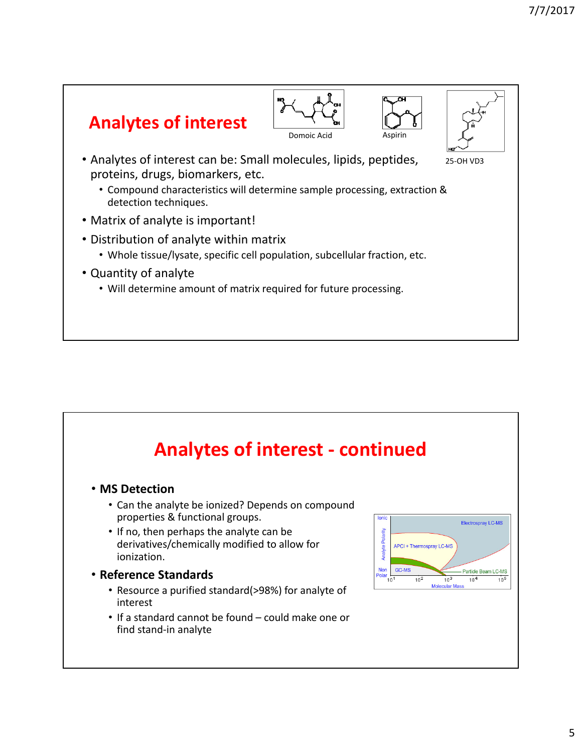## Analytes of interest

Domoic Acid

Aspirin

25-OH VD3

- Analytes of interest can be: Small molecules, lipids, peptides, proteins, drugs, biomarkers, etc.
  - Compound characteristics will determine sample processing, extraction & detection techniques.
- Matrix of analyte is important!
- Distribution of analyte within matrix
  - Whole tissue/lysate, specific cell population, subcellular fraction, etc.
- Quantity of analyte
  - Will determine amount of matrix required for future processing.

## Analytes of interest - continued

- **MS Detection**
  - Can the analyte be ionized? Depends on compound properties & functional groups.
  - If no, then perhaps the analyte can be derivatives/chemically modified to allow for ionization.
- **Reference Standards**
  - Resource a purified standard(>98%) for analyte of interest
  - If a standard cannot be found – could make one or find stand-in analyte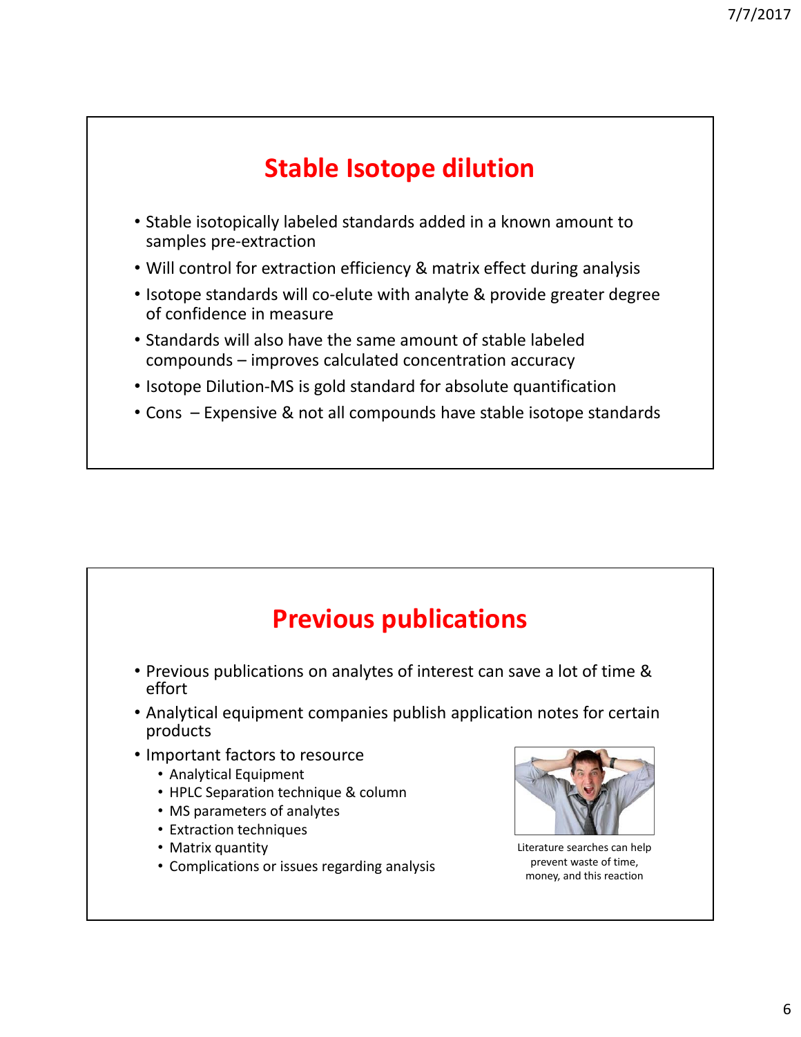# Stable Isotope dilution

- Stable isotopically labeled standards added in a known amount to samples pre-extraction
- Will control for extraction efficiency & matrix effect during analysis
- Isotope standards will co-elute with analyte & provide greater degree of confidence in measure
- Standards will also have the same amount of stable labeled compounds – improves calculated concentration accuracy
- Isotope Dilution-MS is gold standard for absolute quantification
- Cons – Expensive & not all compounds have stable isotope standards

# Previous publications

- Previous publications on analytes of interest can save a lot of time & effort
- Analytical equipment companies publish application notes for certain products
- Important factors to resource
  - Analytical Equipment
  - HPLC Separation technique & column
  - MS parameters of analytes
  - Extraction techniques
  - Matrix quantity
  - Complications or issues regarding analysis

Literature searches can help prevent waste of time, money, and this reaction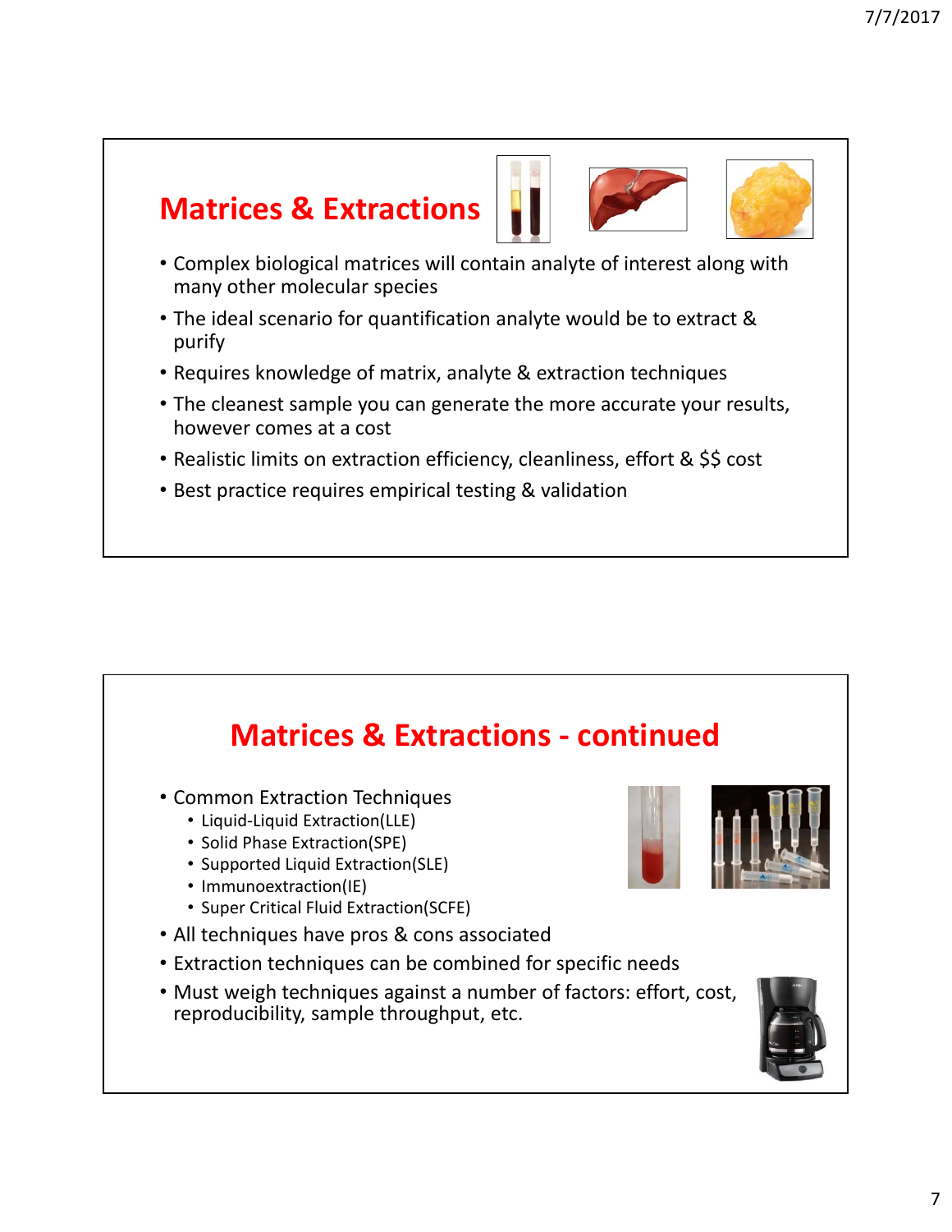## Matrices & Extractions

- Complex biological matrices will contain analyte of interest along with many other molecular species
- The ideal scenario for quantification analyte would be to extract & purify
- Requires knowledge of matrix, analyte & extraction techniques
- The cleanest sample you can generate the more accurate your results, however comes at a cost
- Realistic limits on extraction efficiency, cleanliness, effort & $$ cost
- Best practice requires empirical testing & validation

## Matrices & Extractions - continued

- Common Extraction Techniques
  - Liquid-Liquid Extraction(LLE)
  - Solid Phase Extraction(SPE)
  - Supported Liquid Extraction(SLE)
  - Immunoextraction(IE)
  - Super Critical Fluid Extraction(SCFE)
- All techniques have pros & cons associated
- Extraction techniques can be combined for specific needs
- Must weigh techniques against a number of factors: effort, cost, reproducibility, sample throughput, etc.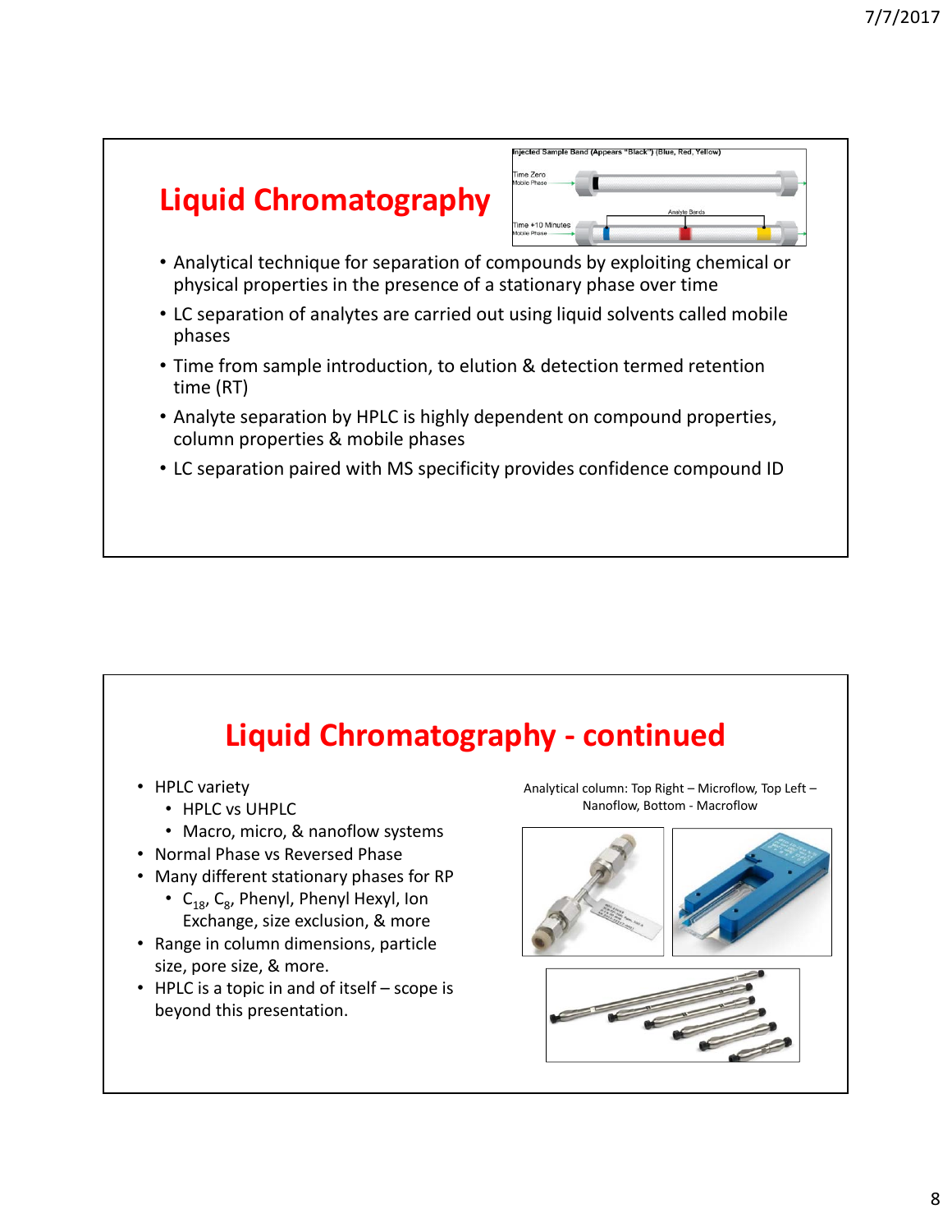# Liquid Chromatography

- Analytical technique for separation of compounds by exploiting chemical or physical properties in the presence of a stationary phase over time
- LC separation of analytes are carried out using liquid solvents called mobile phases
- Time from sample introduction, to elution & detection termed retention time (RT)
- Analyte separation by HPLC is highly dependent on compound properties, column properties & mobile phases
- LC separation paired with MS specificity provides confidence compound ID

# Liquid Chromatography - continued

- HPLC variety
  - HPLC vs UHPLC
  - Macro, micro, & nanoflow systems
- Normal Phase vs Reversed Phase
- Many different stationary phases for RP
  - $C_{18}$, $C_8$, Phenyl, Phenyl Hexyl, Ion Exchange, size exclusion, & more
- Range in column dimensions, particle size, pore size, & more.
- HPLC is a topic in and of itself – scope is beyond this presentation.

Analytical column: Top Right – Microflow, Top Left – Nanoflow, Bottom - Macroflow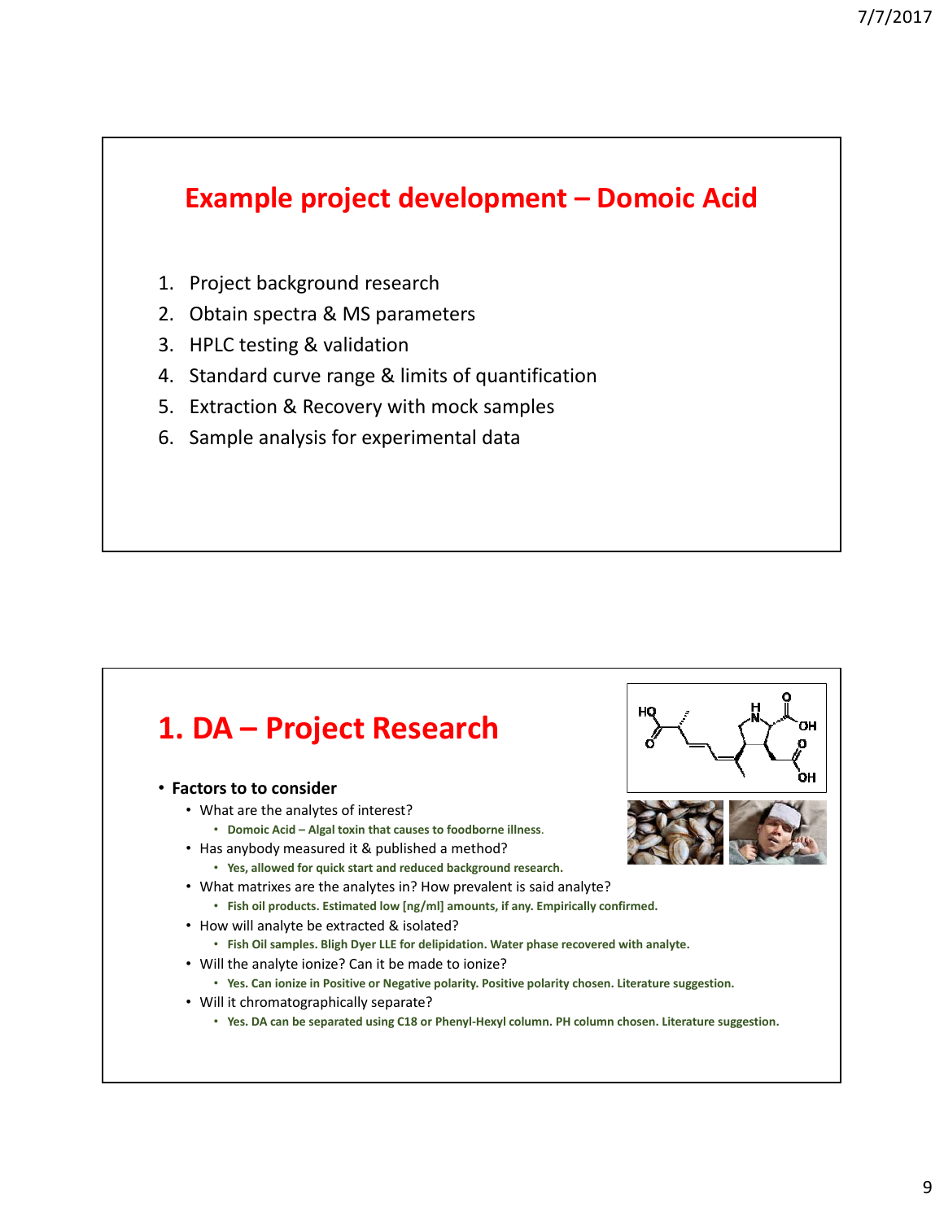## Example project development – Domoic Acid

1. Project background research
2. Obtain spectra & MS parameters
3. HPLC testing & validation
4. Standard curve range & limits of quantification
5. Extraction & Recovery with mock samples
6. Sample analysis for experimental data

## 1. DA – Project Research

- **Factors to to consider**
  - What are the analytes of interest?
    - **Domoic Acid – Algal toxin that causes to foodborne illness.**
  - Has anybody measured it & published a method?
    - **Yes, allowed for quick start and reduced background research.**
  - What matrixes are the analytes in? How prevalent is said analyte?
    - **Fish oil products. Estimated low [ng/ml] amounts, if any. Empirically confirmed.**
  - How will analyte be extracted & isolated?
    - **Fish Oil samples. Bligh Dyer LLE for delipidation. Water phase recovered with analyte.**
  - Will the analyte ionize? Can it be made to ionize?
    - **Yes. Can ionize in Positive or Negative polarity. Positive polarity chosen. Literature suggestion.**
  - Will it chromatographically separate?
    - **Yes. DA can be separated using C18 or Phenyl-Hexyl column. PH column chosen. Literature suggestion.**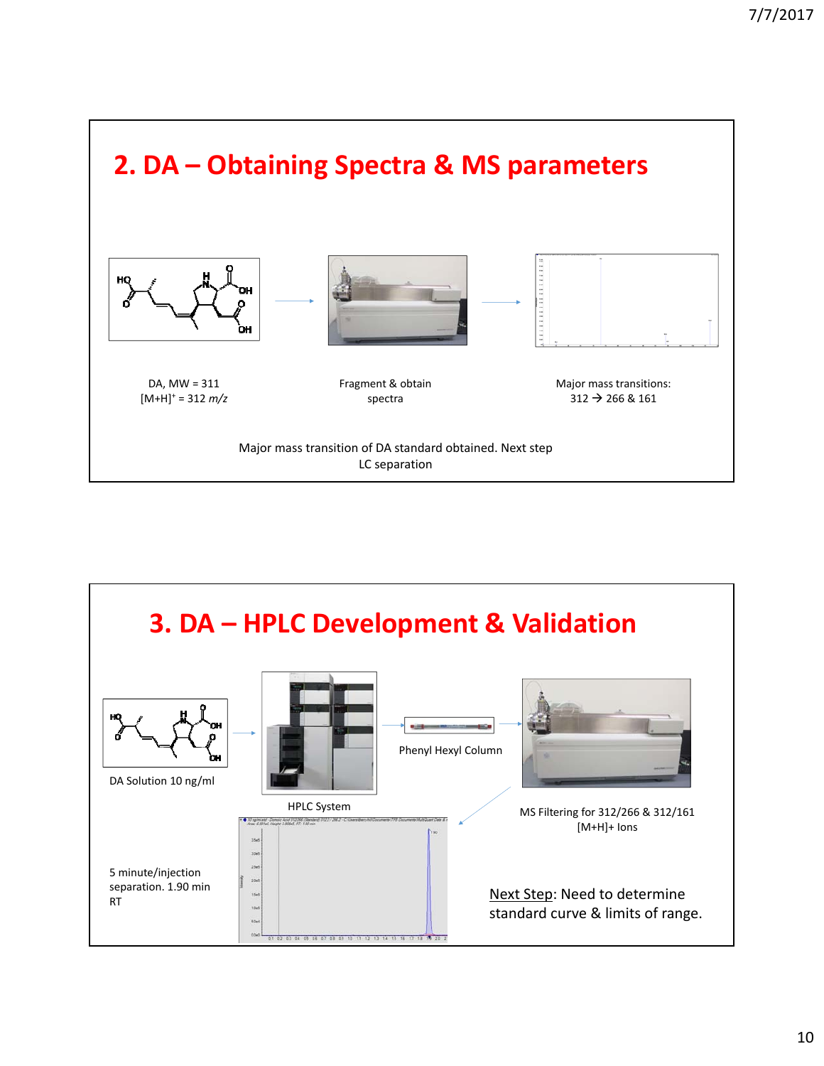## 2. DA – Obtaining Spectra & MS parameters

DA, MW = 311
$[M+H]^+$ = 312 *m/z*

Fragment & obtain spectra

Major mass transitions:
312 → 266 & 161

Major mass transition of DA standard obtained. Next step LC separation

## 3. DA – HPLC Development & Validation

DA Solution 10 ng/ml

HPLC System

Phenyl Hexyl Column

MS Filtering for 312/266 & 312/161 $[M+H]^+$ Ions

5 minute/injection separation. 1.90 min RT

Next Step: Need to determine standard curve & limits of range.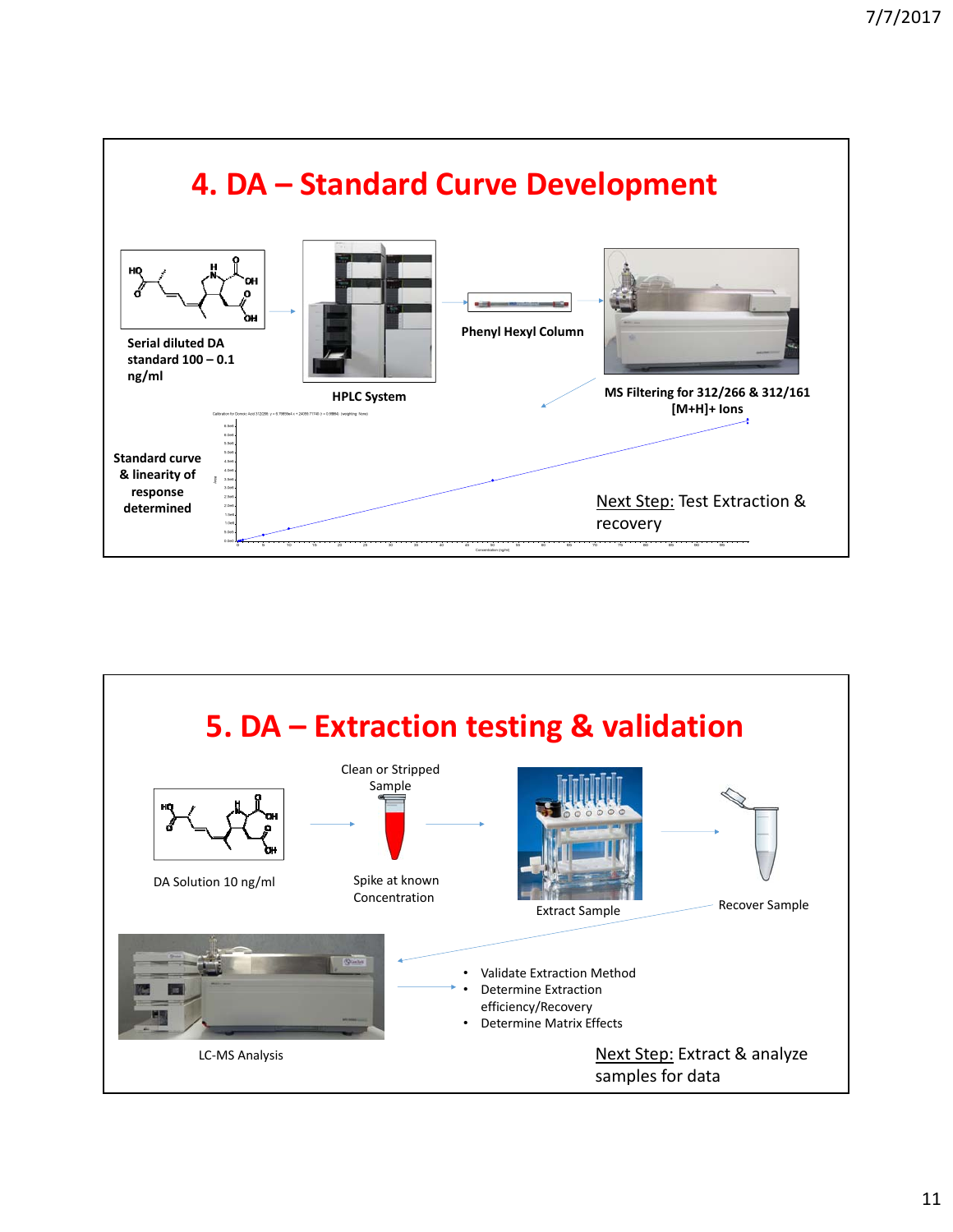# 4. DA – Standard Curve Development

Serial diluted DA standard 100 – 0.1 ng/ml

HPLC System

Phenyl Hexyl Column

MS Filtering for 312/266 & 312/161 [M+H]+ Ions

Standard curve & linearity of response determined

Next Step: Test Extraction & recovery

# 5. DA – Extraction testing & validation

DA Solution 10 ng/ml

Clean or Stripped Sample

Spike at known Concentration

Extract Sample

Recover Sample

LC-MS Analysis

- Validate Extraction Method
- Determine Extraction efficiency/Recovery
- Determine Matrix Effects

Next Step: Extract & analyze samples for data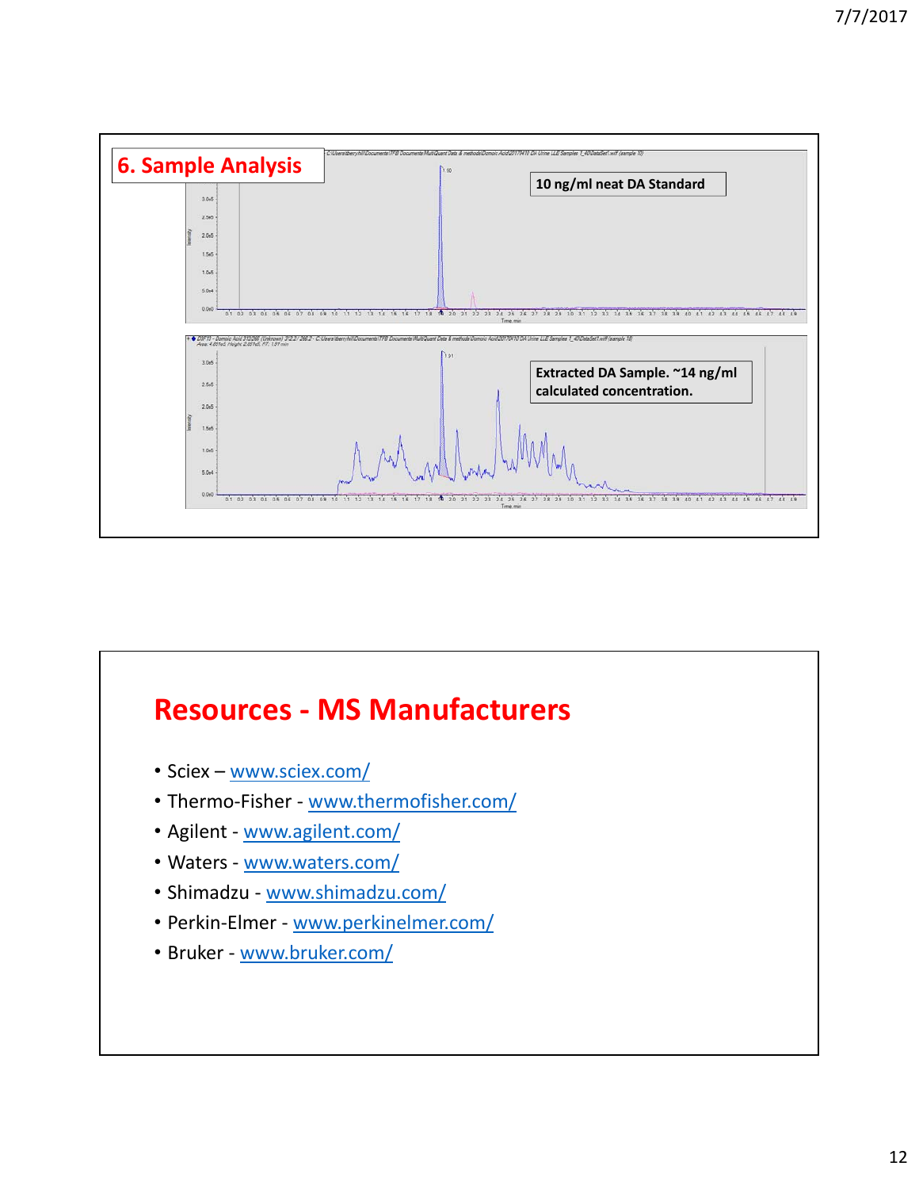## 6. Sample Analysis

10 ng/ml neat DA Standard

Extracted DA Sample. ~14 ng/ml calculated concentration.

## Resources - MS Manufacturers

- Sciex – www.sciex.com/
- Thermo-Fisher - www.thermofisher.com/
- Agilent - www.agilent.com/
- Waters - www.waters.com/
- Shimadzu - www.shimadzu.com/
- Perkin-Elmer - www.perkinelmer.com/
- Bruker - www.bruker.com/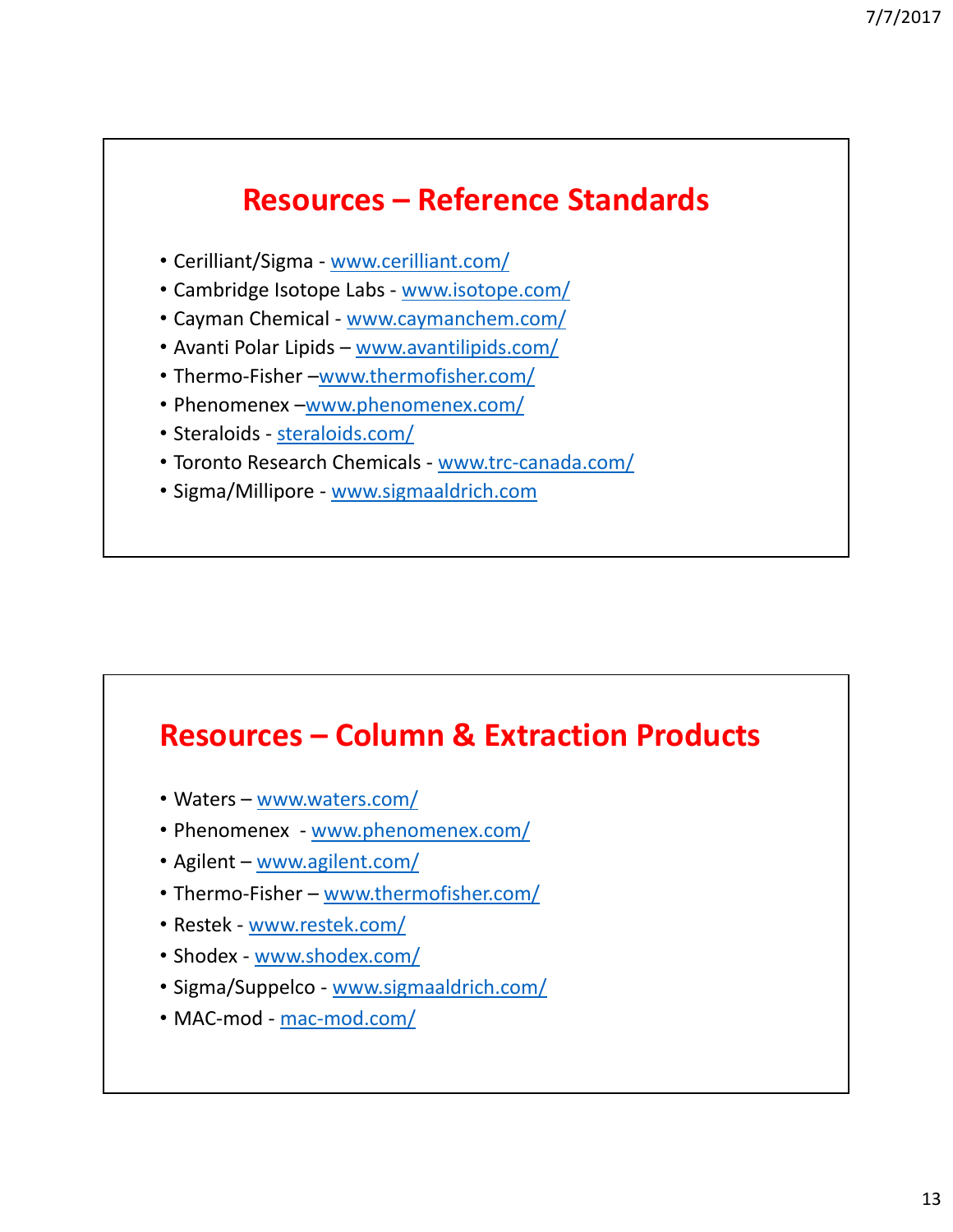## Resources – Reference Standards

- Cerilliant/Sigma - www.cerilliant.com/
- Cambridge Isotope Labs - www.isotope.com/
- Cayman Chemical - www.caymanchem.com/
- Avanti Polar Lipids – www.avantilipids.com/
- Thermo-Fisher –www.thermofisher.com/
- Phenomenex –www.phenomenex.com/
- Steraloids - steraloids.com/
- Toronto Research Chemicals - www.trc-canada.com/
- Sigma/Millipore - www.sigmaaldrich.com

## Resources – Column & Extraction Products

- Waters – www.waters.com/
- Phenomenex - www.phenomenex.com/
- Agilent – www.agilent.com/
- Thermo-Fisher – www.thermofisher.com/
- Restek - www.restek.com/
- Shodex - www.shodex.com/
- Sigma/Suppelco - www.sigmaaldrich.com/
- MAC-mod - mac-mod.com/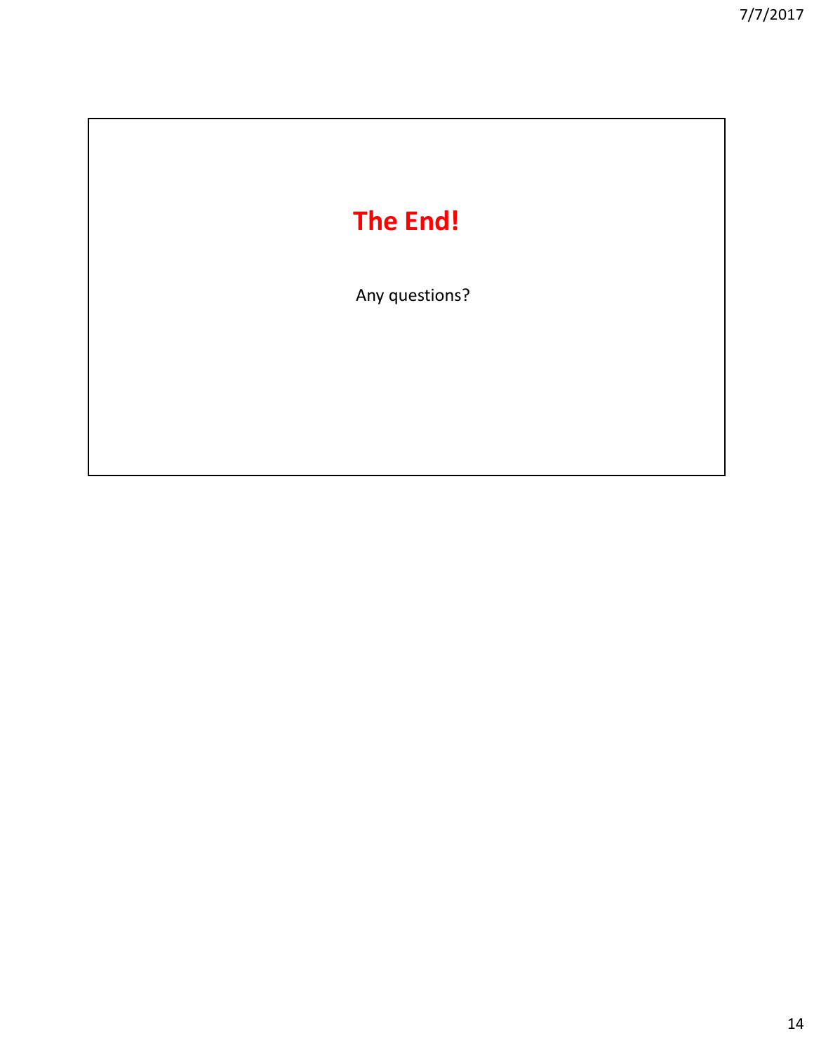# The End!

Any questions?